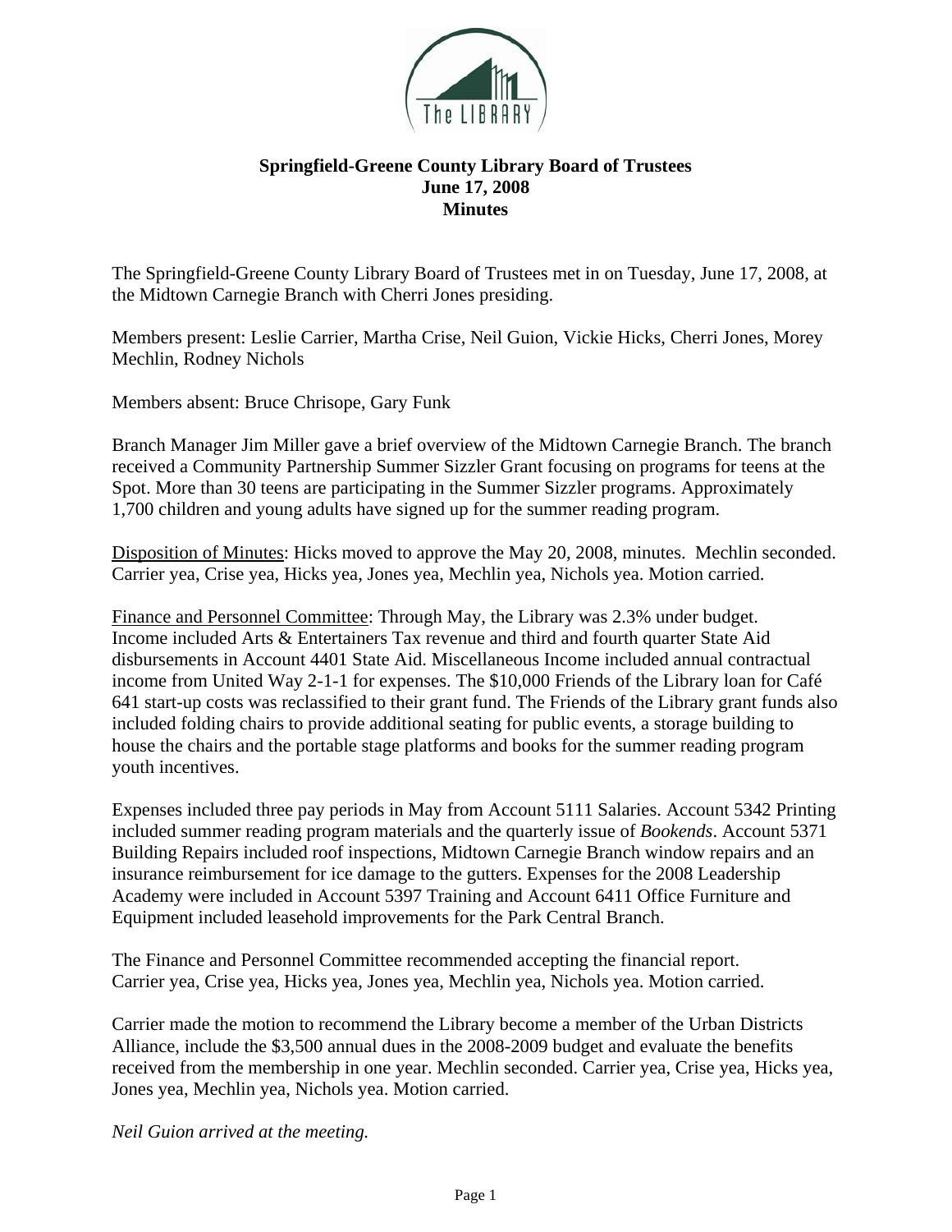# Springfield-Greene County Library Board of Trustees
## June 17, 2008
## Minutes

The Springfield-Greene County Library Board of Trustees met in on Tuesday, June 17, 2008, at the Midtown Carnegie Branch with Cherri Jones presiding.

Members present: Leslie Carrier, Martha Crise, Neil Guion, Vickie Hicks, Cherri Jones, Morey Mechlin, Rodney Nichols

Members absent: Bruce Chrisope, Gary Funk

Branch Manager Jim Miller gave a brief overview of the Midtown Carnegie Branch. The branch received a Community Partnership Summer Sizzler Grant focusing on programs for teens at the Spot. More than 30 teens are participating in the Summer Sizzler programs. Approximately 1,700 children and young adults have signed up for the summer reading program.

Disposition of Minutes: Hicks moved to approve the May 20, 2008, minutes. Mechlin seconded. Carrier yea, Crise yea, Hicks yea, Jones yea, Mechlin yea, Nichols yea. Motion carried.

Finance and Personnel Committee: Through May, the Library was 2.3% under budget. Income included Arts & Entertainers Tax revenue and third and fourth quarter State Aid disbursements in Account 4401 State Aid. Miscellaneous Income included annual contractual income from United Way 2-1-1 for expenses. The $10,000 Friends of the Library loan for Café 641 start-up costs was reclassified to their grant fund. The Friends of the Library grant funds also included folding chairs to provide additional seating for public events, a storage building to house the chairs and the portable stage platforms and books for the summer reading program youth incentives.

Expenses included three pay periods in May from Account 5111 Salaries. Account 5342 Printing included summer reading program materials and the quarterly issue of *Bookends*. Account 5371 Building Repairs included roof inspections, Midtown Carnegie Branch window repairs and an insurance reimbursement for ice damage to the gutters. Expenses for the 2008 Leadership Academy were included in Account 5397 Training and Account 6411 Office Furniture and Equipment included leasehold improvements for the Park Central Branch.

The Finance and Personnel Committee recommended accepting the financial report. Carrier yea, Crise yea, Hicks yea, Jones yea, Mechlin yea, Nichols yea. Motion carried.

Carrier made the motion to recommend the Library become a member of the Urban Districts Alliance, include the $3,500 annual dues in the 2008-2009 budget and evaluate the benefits received from the membership in one year. Mechlin seconded. Carrier yea, Crise yea, Hicks yea, Jones yea, Mechlin yea, Nichols yea. Motion carried.

*Neil Guion arrived at the meeting.*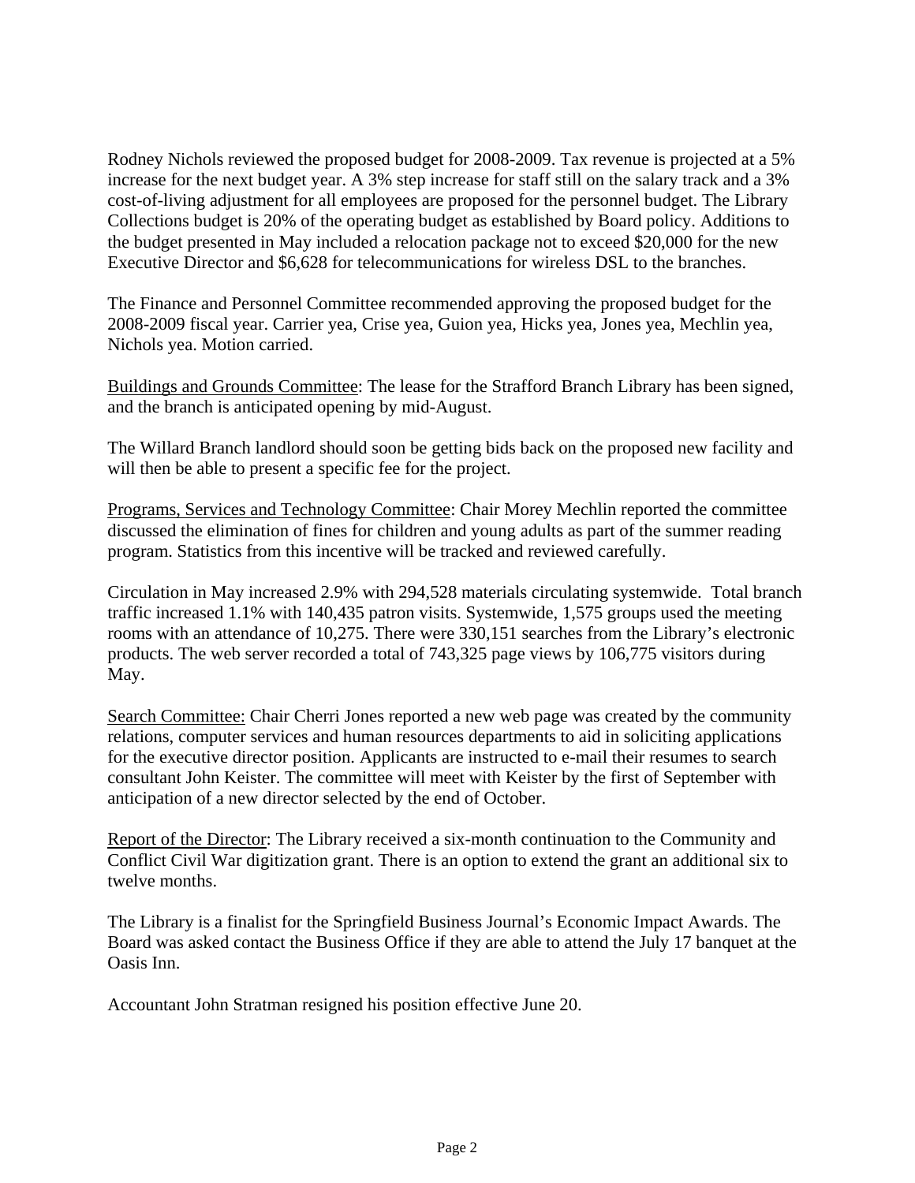Rodney Nichols reviewed the proposed budget for 2008-2009. Tax revenue is projected at a 5% increase for the next budget year. A 3% step increase for staff still on the salary track and a 3% cost-of-living adjustment for all employees are proposed for the personnel budget. The Library Collections budget is 20% of the operating budget as established by Board policy. Additions to the budget presented in May included a relocation package not to exceed $20,000 for the new Executive Director and $6,628 for telecommunications for wireless DSL to the branches.

The Finance and Personnel Committee recommended approving the proposed budget for the 2008-2009 fiscal year. Carrier yea, Crise yea, Guion yea, Hicks yea, Jones yea, Mechlin yea, Nichols yea. Motion carried.

<u>Buildings and Grounds Committee</u>: The lease for the Strafford Branch Library has been signed, and the branch is anticipated opening by mid-August.

The Willard Branch landlord should soon be getting bids back on the proposed new facility and will then be able to present a specific fee for the project.

<u>Programs, Services and Technology Committee</u>: Chair Morey Mechlin reported the committee discussed the elimination of fines for children and young adults as part of the summer reading program. Statistics from this incentive will be tracked and reviewed carefully.

Circulation in May increased 2.9% with 294,528 materials circulating systemwide. Total branch traffic increased 1.1% with 140,435 patron visits. Systemwide, 1,575 groups used the meeting rooms with an attendance of 10,275. There were 330,151 searches from the Library's electronic products. The web server recorded a total of 743,325 page views by 106,775 visitors during May.

<u>Search Committee:</u> Chair Cherri Jones reported a new web page was created by the community relations, computer services and human resources departments to aid in soliciting applications for the executive director position. Applicants are instructed to e-mail their resumes to search consultant John Keister. The committee will meet with Keister by the first of September with anticipation of a new director selected by the end of October.

<u>Report of the Director</u>: The Library received a six-month continuation to the Community and Conflict Civil War digitization grant. There is an option to extend the grant an additional six to twelve months.

The Library is a finalist for the Springfield Business Journal's Economic Impact Awards. The Board was asked contact the Business Office if they are able to attend the July 17 banquet at the Oasis Inn.

Accountant John Stratman resigned his position effective June 20.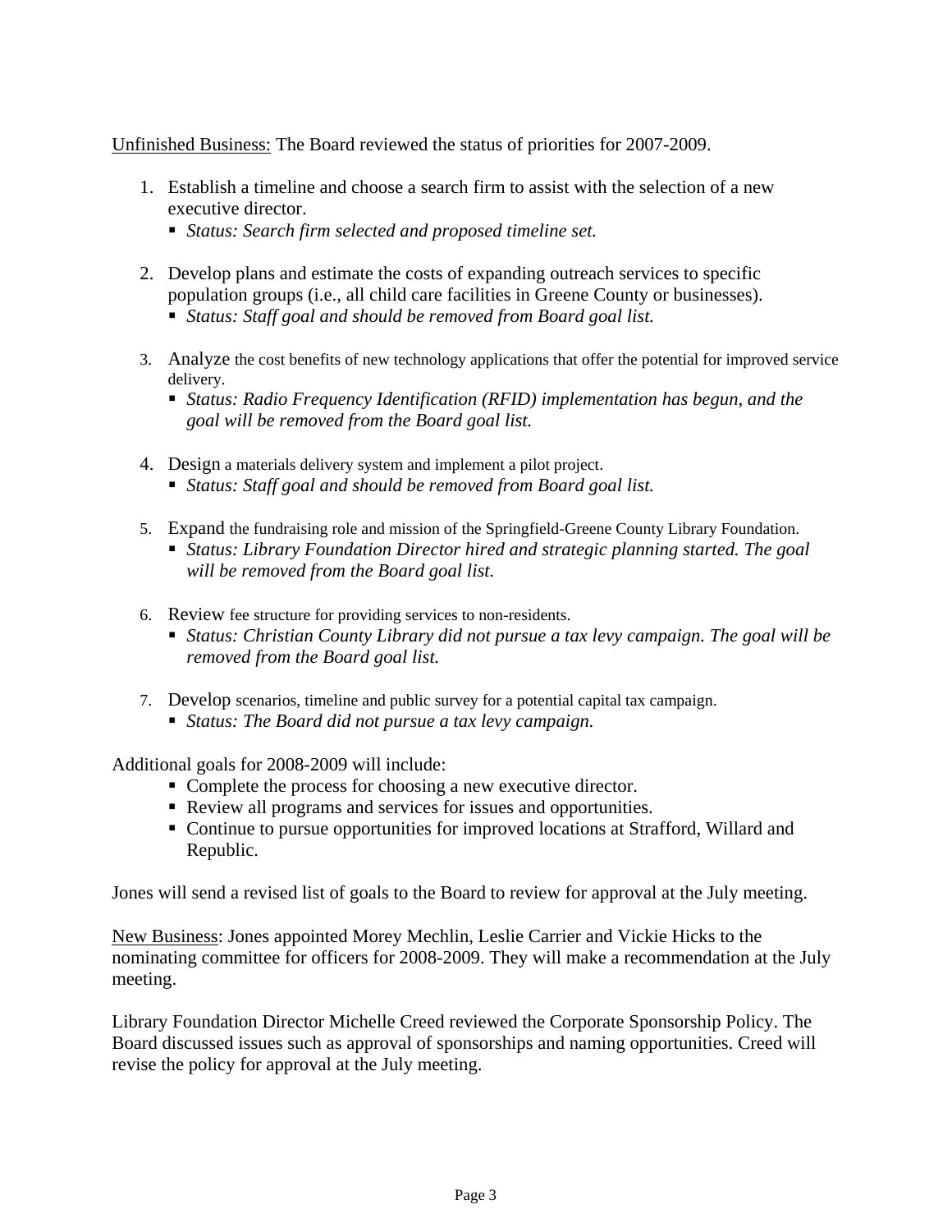Unfinished Business: The Board reviewed the status of priorities for 2007-2009.

1. Establish a timeline and choose a search firm to assist with the selection of a new executive director.
   - *Status: Search firm selected and proposed timeline set.*

2. Develop plans and estimate the costs of expanding outreach services to specific population groups (i.e., all child care facilities in Greene County or businesses).
   - *Status: Staff goal and should be removed from Board goal list.*

3. Analyze the cost benefits of new technology applications that offer the potential for improved service delivery.
   - *Status: Radio Frequency Identification (RFID) implementation has begun, and the goal will be removed from the Board goal list.*

4. Design a materials delivery system and implement a pilot project.
   - *Status: Staff goal and should be removed from Board goal list.*

5. Expand the fundraising role and mission of the Springfield-Greene County Library Foundation.
   - *Status: Library Foundation Director hired and strategic planning started. The goal will be removed from the Board goal list.*

6. Review fee structure for providing services to non-residents.
   - *Status: Christian County Library did not pursue a tax levy campaign. The goal will be removed from the Board goal list.*

7. Develop scenarios, timeline and public survey for a potential capital tax campaign.
   - *Status: The Board did not pursue a tax levy campaign.*

Additional goals for 2008-2009 will include:

- Complete the process for choosing a new executive director.
- Review all programs and services for issues and opportunities.
- Continue to pursue opportunities for improved locations at Strafford, Willard and Republic.

Jones will send a revised list of goals to the Board to review for approval at the July meeting.

New Business: Jones appointed Morey Mechlin, Leslie Carrier and Vickie Hicks to the nominating committee for officers for 2008-2009. They will make a recommendation at the July meeting.

Library Foundation Director Michelle Creed reviewed the Corporate Sponsorship Policy. The Board discussed issues such as approval of sponsorships and naming opportunities. Creed will revise the policy for approval at the July meeting.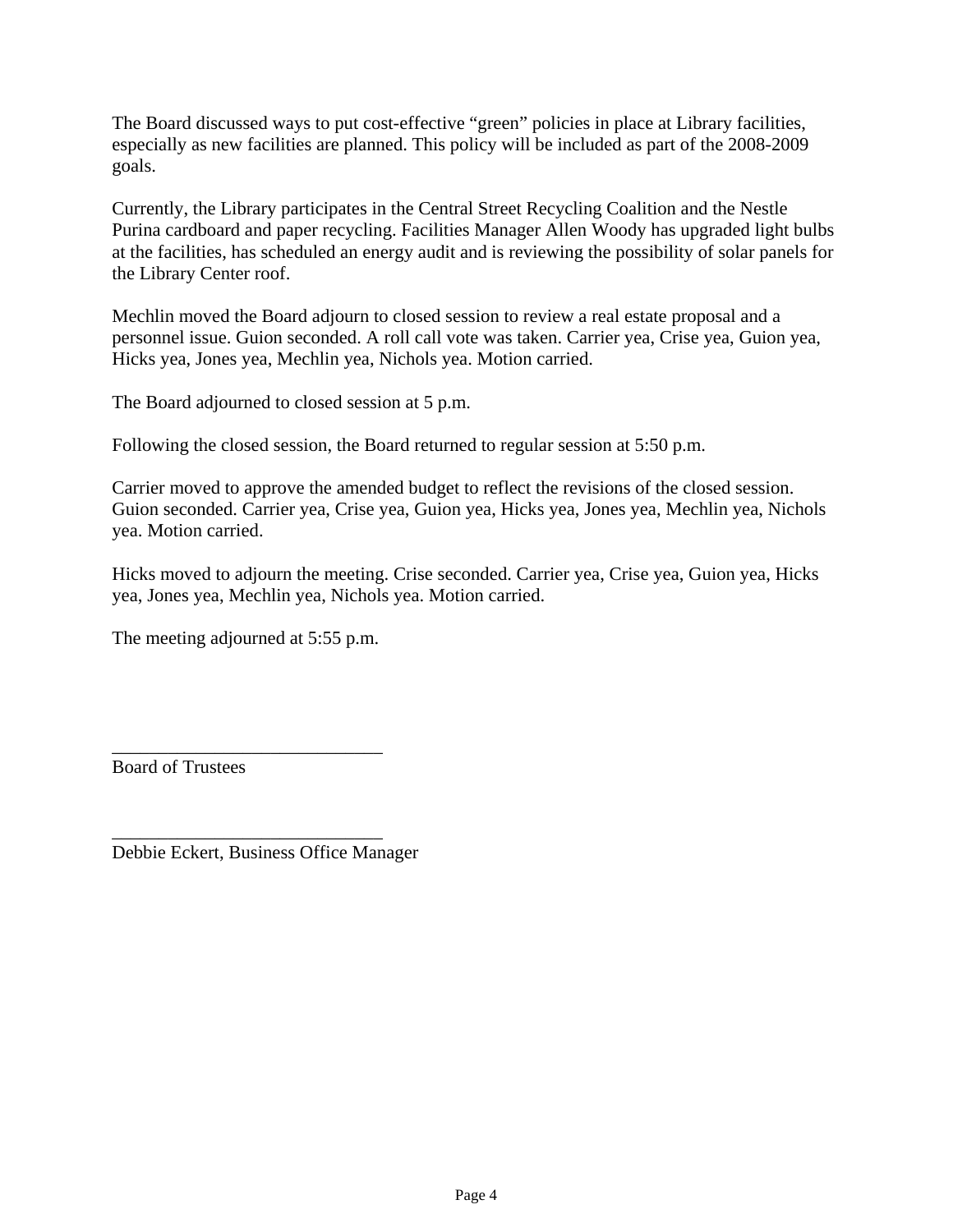The Board discussed ways to put cost-effective "green" policies in place at Library facilities, especially as new facilities are planned. This policy will be included as part of the 2008-2009 goals.

Currently, the Library participates in the Central Street Recycling Coalition and the Nestle Purina cardboard and paper recycling. Facilities Manager Allen Woody has upgraded light bulbs at the facilities, has scheduled an energy audit and is reviewing the possibility of solar panels for the Library Center roof.

Mechlin moved the Board adjourn to closed session to review a real estate proposal and a personnel issue. Guion seconded. A roll call vote was taken. Carrier yea, Crise yea, Guion yea, Hicks yea, Jones yea, Mechlin yea, Nichols yea. Motion carried.

The Board adjourned to closed session at 5 p.m.

Following the closed session, the Board returned to regular session at 5:50 p.m.

Carrier moved to approve the amended budget to reflect the revisions of the closed session. Guion seconded. Carrier yea, Crise yea, Guion yea, Hicks yea, Jones yea, Mechlin yea, Nichols yea. Motion carried.

Hicks moved to adjourn the meeting. Crise seconded. Carrier yea, Crise yea, Guion yea, Hicks yea, Jones yea, Mechlin yea, Nichols yea. Motion carried.

The meeting adjourned at 5:55 p.m.

_____________________________
Board of Trustees

_____________________________
Debbie Eckert, Business Office Manager